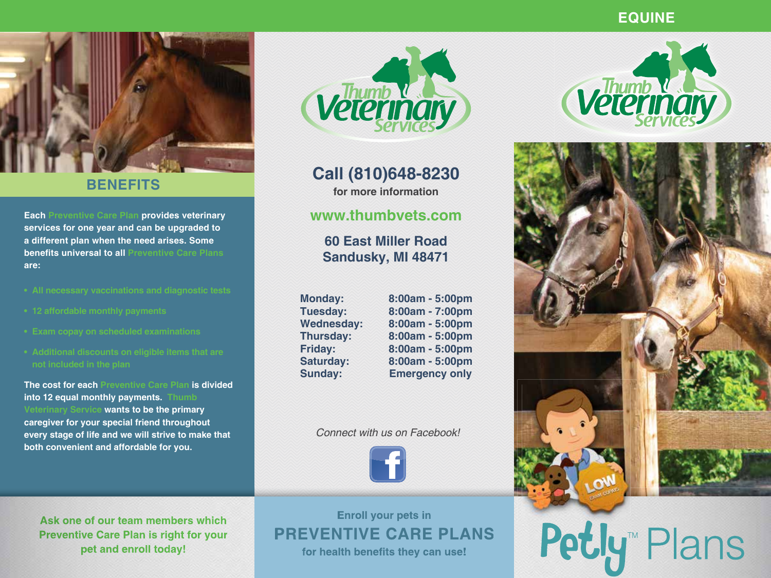# BENEFITS

Each Preventive Care Plan provides veterinary services for one year and can be upgraded to a different plan when the need arises. Some benefits universal to all Preventive Care Plans are:

- All necessary vaccinations and diagnostic tests
- 12 affordable monthly payments
- Exam copay on scheduled examinations
- Additional discounts on eligible items that are not included in the plan

The cost for each Preventive Care Plan is divided into 12 equal monthly payments. Thumb Veterinary Service wants to be the primary caregiver for your special friend throughout every stage of life and we will strive to make that both convenient and affordable for you.

**Ask one of our team members which Preventive Care Plan is right for your pet and enroll today!**

Thumb Veterinary Services

## Call (810)648-8230

for more information

**www.thumbvets.com**

**60 East Miller Road**
**Sandusky, MI 48471**

| | |
|---|---|
| Monday: | 8:00am - 5:00pm |
| Tuesday: | 8:00am - 7:00pm |
| Wednesday: | 8:00am - 5:00pm |
| Thursday: | 8:00am - 5:00pm |
| Friday: | 8:00am - 5:00pm |
| Saturday: | 8:00am - 5:00pm |
| Sunday: | Emergency only |

*Connect with us on Facebook!*

Enroll your pets in

## PREVENTIVE CARE PLANS

for health benefits they can use!

EQUINE

Thumb Veterinary Services

LOW EXAM COPAYS

Petly™ Plans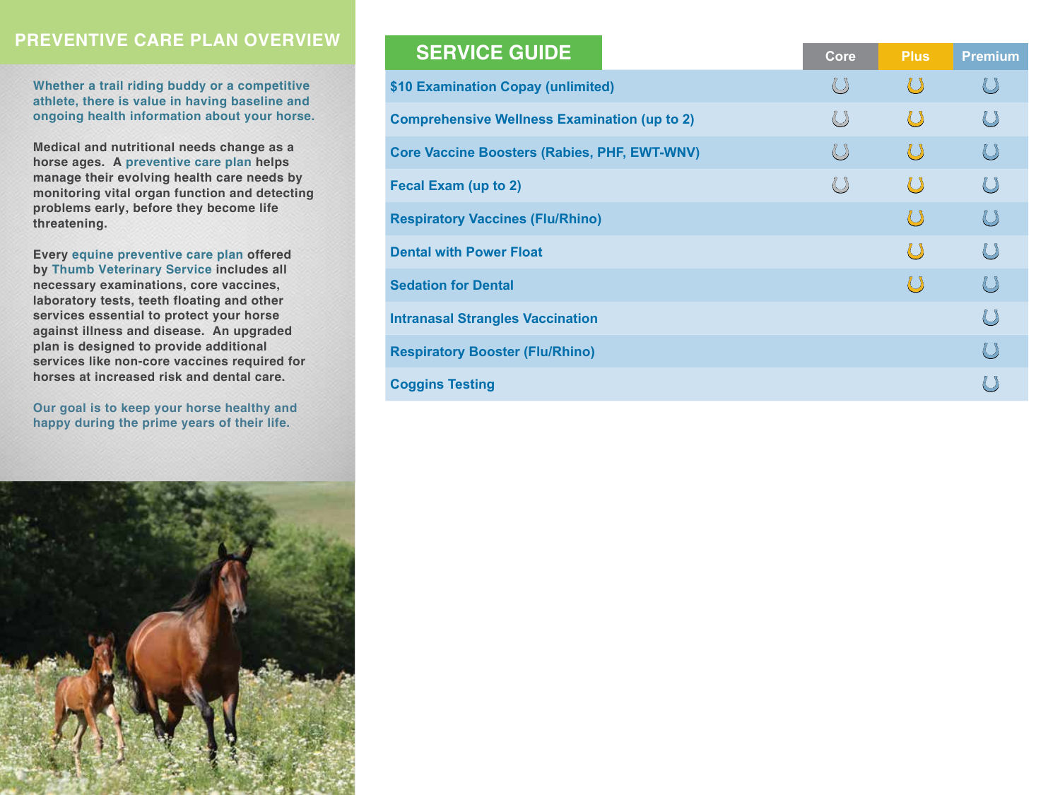## PREVENTIVE CARE PLAN OVERVIEW

**Whether a trail riding buddy or a competitive athlete, there is value in having baseline and ongoing health information about your horse.**

**Medical and nutritional needs change as a horse ages. A preventive care plan helps manage their evolving health care needs by monitoring vital organ function and detecting problems early, before they become life threatening.**

**Every equine preventive care plan offered by Thumb Veterinary Service includes all necessary examinations, core vaccines, laboratory tests, teeth floating and other services essential to protect your horse against illness and disease. An upgraded plan is designed to provide additional services like non-core vaccines required for horses at increased risk and dental care.**

**Our goal is to keep your horse healthy and happy during the prime years of their life.**

## SERVICE GUIDE

| | Core | Plus | Premium |
|---|---|---|---|
| $10 Examination Copay (unlimited) | ✓ | ✓ | ✓ |
| Comprehensive Wellness Examination (up to 2) | ✓ | ✓ | ✓ |
| Core Vaccine Boosters (Rabies, PHF, EWT-WNV) | ✓ | ✓ | ✓ |
| Fecal Exam (up to 2) | ✓ | ✓ | ✓ |
| Respiratory Vaccines (Flu/Rhino) | | ✓ | ✓ |
| Dental with Power Float | | ✓ | ✓ |
| Sedation for Dental | | ✓ | ✓ |
| Intranasal Strangles Vaccination | | | ✓ |
| Respiratory Booster (Flu/Rhino) | | | ✓ |
| Coggins Testing | | | ✓ |